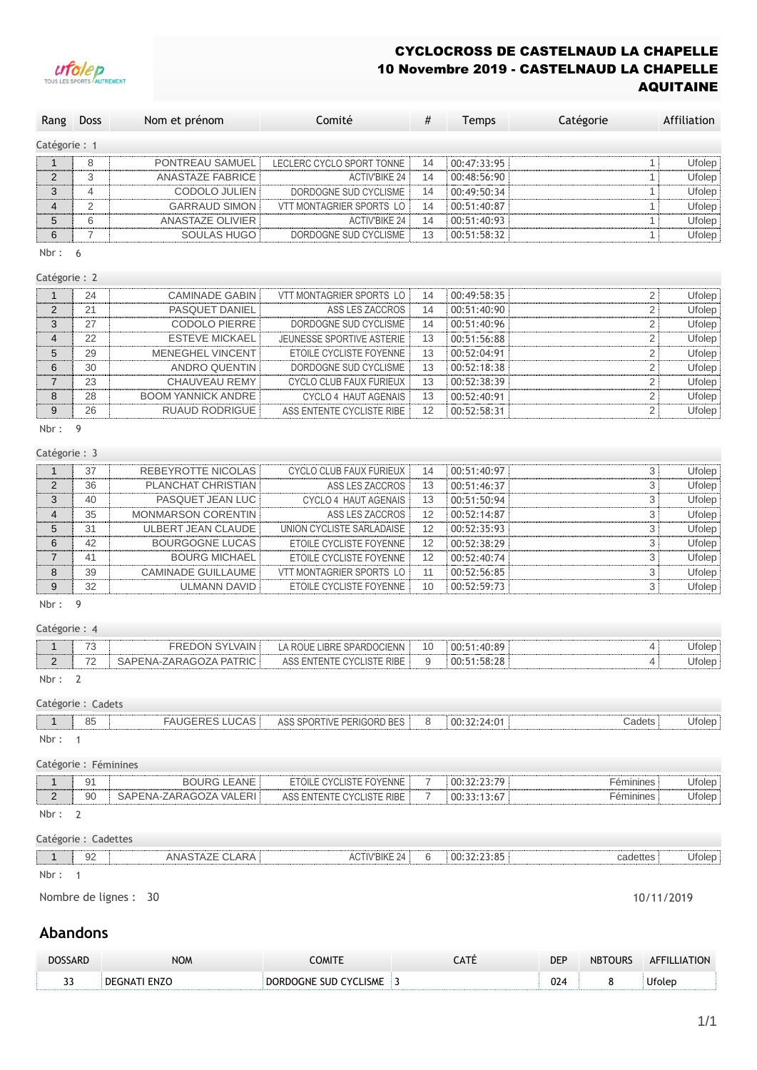ufolep
TOUS LES SPORTS AUTREMENT

# CYCLOCROSS DE CASTELNAUD LA CHAPELLE
## 10 Novembre 2019 - CASTELNAUD LA CHAPELLE
## AQUITAINE

| Rang | Doss | Nom et prénom | Comité | # | Temps | Catégorie | Affiliation |
|---|---|---|---|---|---|---|---|
| **Catégorie : 1** | | | | | | | |
| 1 | 8 | PONTREAU SAMUEL | LECLERC CYCLO SPORT TONNE | 14 | 00:47:33:95 | 1 | Ufolep |
| 2 | 3 | ANASTAZE FABRICE | ACTIV'BIKE 24 | 14 | 00:48:56:90 | 1 | Ufolep |
| 3 | 4 | CODOLO JULIEN | DORDOGNE SUD CYCLISME | 14 | 00:49:50:34 | 1 | Ufolep |
| 4 | 2 | GARRAUD SIMON | VTT MONTAGRIER SPORTS LO | 14 | 00:51:40:87 | 1 | Ufolep |
| 5 | 6 | ANASTAZE OLIVIER | ACTIV'BIKE 24 | 14 | 00:51:40:93 | 1 | Ufolep |
| 6 | 7 | SOULAS HUGO | DORDOGNE SUD CYCLISME | 13 | 00:51:58:32 | 1 | Ufolep |
| Nbr : 6 | | | | | | | |
| **Catégorie : 2** | | | | | | | |
| 1 | 24 | CAMINADE GABIN | VTT MONTAGRIER SPORTS LO | 14 | 00:49:58:35 | 2 | Ufolep |
| 2 | 21 | PASQUET DANIEL | ASS LES ZACCROS | 14 | 00:51:40:90 | 2 | Ufolep |
| 3 | 27 | CODOLO PIERRE | DORDOGNE SUD CYCLISME | 14 | 00:51:40:96 | 2 | Ufolep |
| 4 | 22 | ESTEVE MICKAEL | JEUNESSE SPORTIVE ASTERIE | 13 | 00:51:56:88 | 2 | Ufolep |
| 5 | 29 | MENEGHEL VINCENT | ETOILE CYCLISTE FOYENNE | 13 | 00:52:04:91 | 2 | Ufolep |
| 6 | 30 | ANDRO QUENTIN | DORDOGNE SUD CYCLISME | 13 | 00:52:18:38 | 2 | Ufolep |
| 7 | 23 | CHAUVEAU REMY | CYCLO CLUB FAUX FURIEUX | 13 | 00:52:38:39 | 2 | Ufolep |
| 8 | 28 | BOOM YANNICK ANDRE | CYCLO 4 HAUT AGENAIS | 13 | 00:52:40:91 | 2 | Ufolep |
| 9 | 26 | RUAUD RODRIGUE | ASS ENTENTE CYCLISTE RIBE | 12 | 00:52:58:31 | 2 | Ufolep |
| Nbr : 9 | | | | | | | |
| **Catégorie : 3** | | | | | | | |
| 1 | 37 | REBEYROTTE NICOLAS | CYCLO CLUB FAUX FURIEUX | 14 | 00:51:40:97 | 3 | Ufolep |
| 2 | 36 | PLANCHAT CHRISTIAN | ASS LES ZACCROS | 13 | 00:51:46:37 | 3 | Ufolep |
| 3 | 40 | PASQUET JEAN LUC | CYCLO 4 HAUT AGENAIS | 13 | 00:51:50:94 | 3 | Ufolep |
| 4 | 35 | MONMARSON CORENTIN | ASS LES ZACCROS | 12 | 00:52:14:87 | 3 | Ufolep |
| 5 | 31 | ULBERT JEAN CLAUDE | UNION CYCLISTE SARLADAISE | 12 | 00:52:35:93 | 3 | Ufolep |
| 6 | 42 | BOURGOGNE LUCAS | ETOILE CYCLISTE FOYENNE | 12 | 00:52:38:29 | 3 | Ufolep |
| 7 | 41 | BOURG MICHAEL | ETOILE CYCLISTE FOYENNE | 12 | 00:52:40:74 | 3 | Ufolep |
| 8 | 39 | CAMINADE GUILLAUME | VTT MONTAGRIER SPORTS LO | 11 | 00:52:56:85 | 3 | Ufolep |
| 9 | 32 | ULMANN DAVID | ETOILE CYCLISTE FOYENNE | 10 | 00:52:59:73 | 3 | Ufolep |
| Nbr : 9 | | | | | | | |
| **Catégorie : 4** | | | | | | | |
| 1 | 73 | FREDON SYLVAIN | LA ROUE LIBRE SPARDOCIENN | 10 | 00:51:40:89 | 4 | Ufolep |
| 2 | 72 | SAPENA-ZARAGOZA PATRIC | ASS ENTENTE CYCLISTE RIBE | 9 | 00:51:58:28 | 4 | Ufolep |
| Nbr : 2 | | | | | | | |
| **Catégorie : Cadets** | | | | | | | |
| 1 | 85 | FAUGERES LUCAS | ASS SPORTIVE PERIGORD BES | 8 | 00:32:24:01 | Cadets | Ufolep |
| Nbr : 1 | | | | | | | |
| **Catégorie : Féminines** | | | | | | | |
| 1 | 91 | BOURG LEANE | ETOILE CYCLISTE FOYENNE | 7 | 00:32:23:79 | Féminines | Ufolep |
| 2 | 90 | SAPENA-ZARAGOZA VALERI | ASS ENTENTE CYCLISTE RIBE | 7 | 00:33:13:67 | Féminines | Ufolep |
| Nbr : 2 | | | | | | | |
| **Catégorie : Cadettes** | | | | | | | |
| 1 | 92 | ANASTAZE CLARA | ACTIV'BIKE 24 | 6 | 00:32:23:85 | cadettes | Ufolep |
| Nbr : 1 | | | | | | | |

Nombre de lignes : 30

10/11/2019

## Abandons

| DOSSARD | NOM | COMITE | CATÉ | DEP | NBTOURS | AFFILLIATION |
|---|---|---|---|---|---|---|
| 33 | DEGNATI ENZO | DORDOGNE SUD CYCLISME | 3 | 024 | 8 | Ufolep |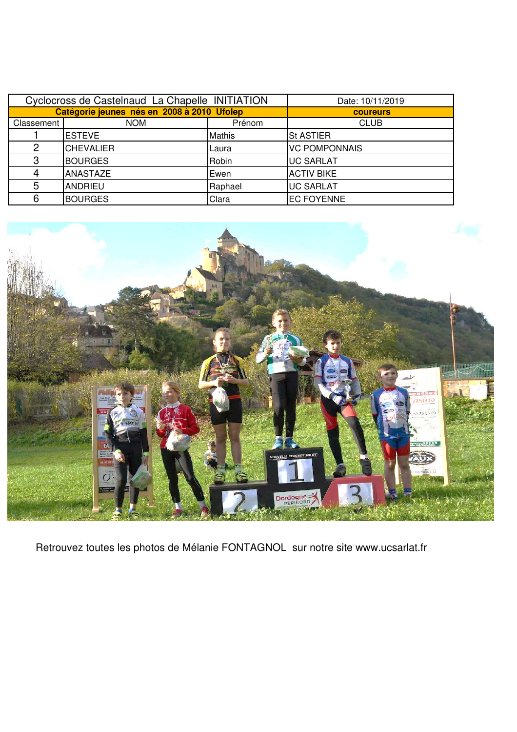| Cyclocross de Castelnaud La Chapelle INITIATION | | | Date: 10/11/2019 |
|---|---|---|---|
| **Catégorie jeunes nés en 2008 à 2010 Ufolep** | | | **coureurs** |
| Classement | NOM | Prénom | CLUB |
| 1 | ESTEVE | Mathis | St ASTIER |
| 2 | CHEVALIER | Laura | VC POMPONNAIS |
| 3 | BOURGES | Robin | UC SARLAT |
| 4 | ANASTAZE | Ewen | ACTIV BIKE |
| 5 | ANDRIEU | Raphael | UC SARLAT |
| 6 | BOURGES | Clara | EC FOYENNE |

Retrouvez toutes les photos de Mélanie FONTAGNOL sur notre site www.ucsarlat.fr